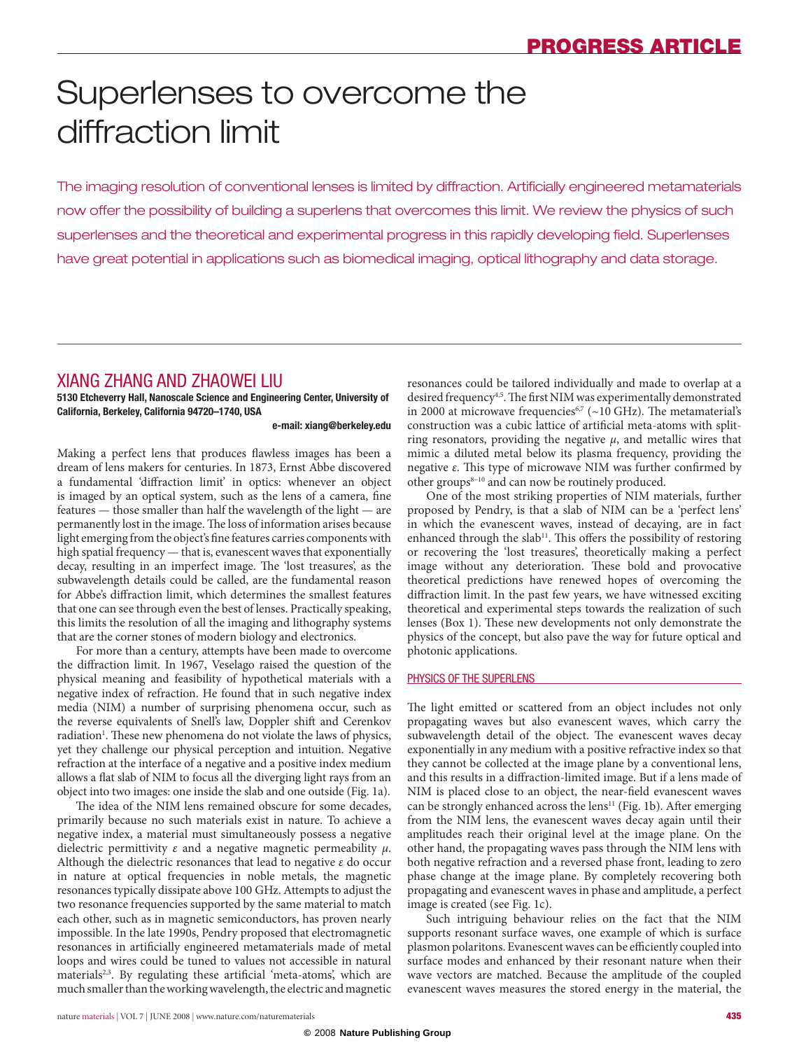# Superlenses to overcome the diffraction limit

The imaging resolution of conventional lenses is limited by diffraction. Artificially engineered metamaterials now offer the possibility of building a superlens that overcomes this limit. We review the physics of such superlenses and the theoretical and experimental progress in this rapidly developing field. Superlenses have great potential in applications such as biomedical imaging, optical lithography and data storage.

## XIANG ZHANG AND ZHAOWEI LIU

**5130 Etcheverry Hall, Nanoscale Science and Engineering Center, University of California, Berkeley, California 94720–1740, USA**

**e-mail: xiang@berkeley.edu**

Making a perfect lens that produces flawless images has been a dream of lens makers for centuries. In 1873, Ernst Abbe discovered a fundamental 'diffraction limit' in optics: whenever an object is imaged by an optical system, such as the lens of a camera, fine features — those smaller than half the wavelength of the light — are permanently lost in the image. The loss of information arises because light emerging from the object's fine features carries components with high spatial frequency — that is, evanescent waves that exponentially decay, resulting in an imperfect image. The 'lost treasures', as the subwavelength details could be called, are the fundamental reason for Abbe's diffraction limit, which determines the smallest features that one can see through even the best of lenses. Practically speaking, this limits the resolution of all the imaging and lithography systems that are the corner stones of modern biology and electronics.

For more than a century, attempts have been made to overcome the diffraction limit. In 1967, Veselago raised the question of the physical meaning and feasibility of hypothetical materials with a negative index of refraction. He found that in such negative index media (NIM) a number of surprising phenomena occur, such as the reverse equivalents of Snell's law, Doppler shift and Cerenkov radiation[1]. These new phenomena do not violate the laws of physics, yet they challenge our physical perception and intuition. Negative refraction at the interface of a negative and a positive index medium allows a flat slab of NIM to focus all the diverging light rays from an object into two images: one inside the slab and one outside (Fig. 1a).

The idea of the NIM lens remained obscure for some decades, primarily because no such materials exist in nature. To achieve a negative index, a material must simultaneously possess a negative dielectric permittivity $\varepsilon$ and a negative magnetic permeability $\mu$. Although the dielectric resonances that lead to negative $\varepsilon$ do occur in nature at optical frequencies in noble metals, the magnetic resonances typically dissipate above 100 GHz. Attempts to adjust the two resonance frequencies supported by the same material to match each other, such as in magnetic semiconductors, has proven nearly impossible. In the late 1990s, Pendry proposed that electromagnetic resonances in artificially engineered metamaterials made of metal loops and wires could be tuned to values not accessible in natural materials[2,3]. By regulating these artificial 'meta-atoms', which are much smaller than the working wavelength, the electric and magnetic resonances could be tailored individually and made to overlap at a desired frequency[4,5]. The first NIM was experimentally demonstrated in 2000 at microwave frequencies[6,7] (~10 GHz). The metamaterial's construction was a cubic lattice of artificial meta-atoms with split-ring resonators, providing the negative $\mu$, and metallic wires that mimic a diluted metal below its plasma frequency, providing the negative $\varepsilon$. This type of microwave NIM was further confirmed by other groups[8–10] and can now be routinely produced.

One of the most striking properties of NIM materials, further proposed by Pendry, is that a slab of NIM can be a 'perfect lens' in which the evanescent waves, instead of decaying, are in fact enhanced through the slab[11]. This offers the possibility of restoring or recovering the 'lost treasures', theoretically making a perfect image without any deterioration. These bold and provocative theoretical predictions have renewed hopes of overcoming the diffraction limit. In the past few years, we have witnessed exciting theoretical and experimental steps towards the realization of such lenses (Box 1). These new developments not only demonstrate the physics of the concept, but also pave the way for future optical and photonic applications.

### PHYSICS OF THE SUPERLENS

The light emitted or scattered from an object includes not only propagating waves but also evanescent waves, which carry the subwavelength detail of the object. The evanescent waves decay exponentially in any medium with a positive refractive index so that they cannot be collected at the image plane by a conventional lens, and this results in a diffraction-limited image. But if a lens made of NIM is placed close to an object, the near-field evanescent waves can be strongly enhanced across the lens[11] (Fig. 1b). After emerging from the NIM lens, the evanescent waves decay again until their amplitudes reach their original level at the image plane. On the other hand, the propagating waves pass through the NIM lens with both negative refraction and a reversed phase front, leading to zero phase change at the image plane. By completely recovering both propagating and evanescent waves in phase and amplitude, a perfect image is created (see Fig. 1c).

Such intriguing behaviour relies on the fact that the NIM supports resonant surface waves, one example of which is surface plasmon polaritons. Evanescent waves can be efficiently coupled into surface modes and enhanced by their resonant nature when their wave vectors are matched. Because the amplitude of the coupled evanescent waves measures the stored energy in the material, the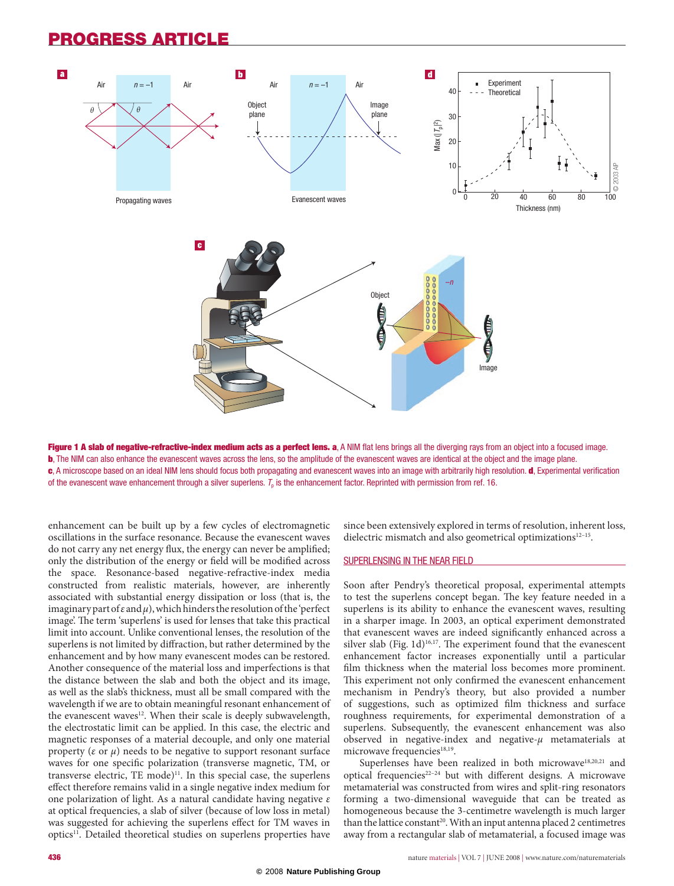**Figure 1 A slab of negative-refractive-index medium acts as a perfect lens. a**, A NIM flat lens brings all the diverging rays from an object into a focused image. **b**, The NIM can also enhance the evanescent waves across the lens, so the amplitude of the evanescent waves are identical at the object and the image plane. **c**, A microscope based on an ideal NIM lens should focus both propagating and evanescent waves into an image with arbitrarily high resolution. **d**, Experimental verification of the evanescent wave enhancement through a silver superlens. $T_p$ is the enhancement factor. Reprinted with permission from ref. 16.

enhancement can be built up by a few cycles of electromagnetic oscillations in the surface resonance. Because the evanescent waves do not carry any net energy flux, the energy can never be amplified; only the distribution of the energy or field will be modified across the space. Resonance-based negative-refractive-index media constructed from realistic materials, however, are inherently associated with substantial energy dissipation or loss (that is, the imaginary part of $\varepsilon$ and $\mu$), which hinders the resolution of the 'perfect image'. The term 'superlens' is used for lenses that take this practical limit into account. Unlike conventional lenses, the resolution of the superlens is not limited by diffraction, but rather determined by the enhancement and by how many evanescent modes can be restored. Another consequence of the material loss and imperfections is that the distance between the slab and both the object and its image, as well as the slab's thickness, must all be small compared with the wavelength if we are to obtain meaningful resonant enhancement of the evanescent waves[12]. When their scale is deeply subwavelength, the electrostatic limit can be applied. In this case, the electric and magnetic responses of a material decouple, and only one material property ($\varepsilon$ or $\mu$) needs to be negative to support resonant surface waves for one specific polarization (transverse magnetic, TM, or transverse electric, TE mode)[11]. In this special case, the superlens effect therefore remains valid in a single negative index medium for one polarization of light. As a natural candidate having negative $\varepsilon$ at optical frequencies, a slab of silver (because of low loss in metal) was suggested for achieving the superlens effect for TM waves in optics[11]. Detailed theoretical studies on superlens properties have since been extensively explored in terms of resolution, inherent loss, dielectric mismatch and also geometrical optimizations[12–15].

## SUPERLENSING IN THE NEAR FIELD

Soon after Pendry's theoretical proposal, experimental attempts to test the superlens concept began. The key feature needed in a superlens is its ability to enhance the evanescent waves, resulting in a sharper image. In 2003, an optical experiment demonstrated that evanescent waves are indeed significantly enhanced across a silver slab (Fig. 1d)[16,17]. The experiment found that the evanescent enhancement factor increases exponentially until a particular film thickness when the material loss becomes more prominent. This experiment not only confirmed the evanescent enhancement mechanism in Pendry's theory, but also provided a number of suggestions, such as optimized film thickness and surface roughness requirements, for experimental demonstration of a superlens. Subsequently, the evanescent enhancement was also observed in negative-index and negative-$\mu$ metamaterials at microwave frequencies[18,19].

Superlenses have been realized in both microwave[18,20,21] and optical frequencies[22–24] but with different designs. A microwave metamaterial was constructed from wires and split-ring resonators forming a two-dimensional waveguide that can be treated as homogeneous because the 3-centimetre wavelength is much larger than the lattice constant[20]. With an input antenna placed 2 centimetres away from a rectangular slab of metamaterial, a focused image was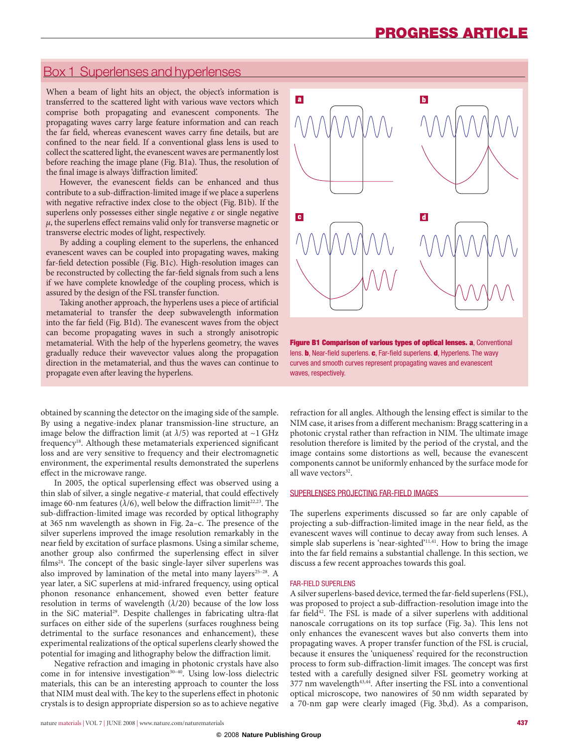## Box 1 Superlenses and hyperlenses

When a beam of light hits an object, the object's information is transferred to the scattered light with various wave vectors which comprise both propagating and evanescent components. The propagating waves carry large feature information and can reach the far field, whereas evanescent waves carry fine details, but are confined to the near field. If a conventional glass lens is used to collect the scattered light, the evanescent waves are permanently lost before reaching the image plane (Fig. B1a). Thus, the resolution of the final image is always 'diffraction limited'.

However, the evanescent fields can be enhanced and thus contribute to a sub-diffraction-limited image if we place a superlens with negative refractive index close to the object (Fig. B1b). If the superlens only possesses either single negative $\varepsilon$ or single negative $\mu$, the superlens effect remains valid only for transverse magnetic or transverse electric modes of light, respectively.

By adding a coupling element to the superlens, the enhanced evanescent waves can be coupled into propagating waves, making far-field detection possible (Fig. B1c). High-resolution images can be reconstructed by collecting the far-field signals from such a lens if we have complete knowledge of the coupling process, which is assured by the design of the FSL transfer function.

Taking another approach, the hyperlens uses a piece of artificial metamaterial to transfer the deep subwavelength information into the far field (Fig. B1d). The evanescent waves from the object can become propagating waves in such a strongly anisotropic metamaterial. With the help of the hyperlens geometry, the waves gradually reduce their wavevector values along the propagation direction in the metamaterial, and thus the waves can continue to propagate even after leaving the hyperlens.

**Figure B1 Comparison of various types of optical lenses. a**, Conventional lens. **b**, Near-field superlens. **c**, Far-field superlens. **d**, Hyperlens. The wavy curves and smooth curves represent propagating waves and evanescent waves, respectively.

obtained by scanning the detector on the imaging side of the sample. By using a negative-index planar transmission-line structure, an image below the diffraction limit (at $\lambda/5$) was reported at ~1 GHz frequency[18]. Although these metamaterials experienced significant loss and are very sensitive to frequency and their electromagnetic environment, the experimental results demonstrated the superlens effect in the microwave range.

In 2005, the optical superlensing effect was observed using a thin slab of silver, a single negative-$\varepsilon$ material, that could effectively image 60-nm features ($\lambda/6$), well below the diffraction limit[22,23]. The sub-diffraction-limited image was recorded by optical lithography at 365 nm wavelength as shown in Fig. 2a–c. The presence of the silver superlens improved the image resolution remarkably in the near field by excitation of surface plasmons. Using a similar scheme, another group also confirmed the superlensing effect in silver films[24]. The concept of the basic single-layer silver superlens was also improved by lamination of the metal into many layers[25–28]. A year later, a SiC superlens at mid-infrared frequency, using optical phonon resonance enhancement, showed even better feature resolution in terms of wavelength ($\lambda/20$) because of the low loss in the SiC material[29]. Despite challenges in fabricating ultra-flat surfaces on either side of the superlens (surfaces roughness being detrimental to the surface resonances and enhancement), these experimental realizations of the optical superlens clearly showed the potential for imaging and lithography below the diffraction limit.

Negative refraction and imaging in photonic crystals have also come in for intensive investigation[30–40]. Using low-loss dielectric materials, this can be an interesting approach to counter the loss that NIM must deal with. The key to the superlens effect in photonic crystals is to design appropriate dispersion so as to achieve negative refraction for all angles. Although the lensing effect is similar to the NIM case, it arises from a different mechanism: Bragg scattering in a photonic crystal rather than refraction in NIM. The ultimate image resolution therefore is limited by the period of the crystal, and the image contains some distortions as well, because the evanescent components cannot be uniformly enhanced by the surface mode for all wave vectors[32].

## SUPERLENSES PROJECTING FAR-FIELD IMAGES

The superlens experiments discussed so far are only capable of projecting a sub-diffraction-limited image in the near field, as the evanescent waves will continue to decay away from such lenses. A simple slab superlens is 'near-sighted'[11,41]. How to bring the image into the far field remains a substantial challenge. In this section, we discuss a few recent approaches towards this goal.

### FAR-FIELD SUPERLENS

A silver superlens-based device, termed the far-field superlens (FSL), was proposed to project a sub-diffraction-resolution image into the far field[42]. The FSL is made of a silver superlens with additional nanoscale corrugations on its top surface (Fig. 3a). This lens not only enhances the evanescent waves but also converts them into propagating waves. A proper transfer function of the FSL is crucial, because it ensures the 'uniqueness' required for the reconstruction process to form sub-diffraction-limit images. The concept was first tested with a carefully designed silver FSL geometry working at 377 nm wavelength[43,44]. After inserting the FSL into a conventional optical microscope, two nanowires of 50 nm width separated by a 70-nm gap were clearly imaged (Fig. 3b,d). As a comparison,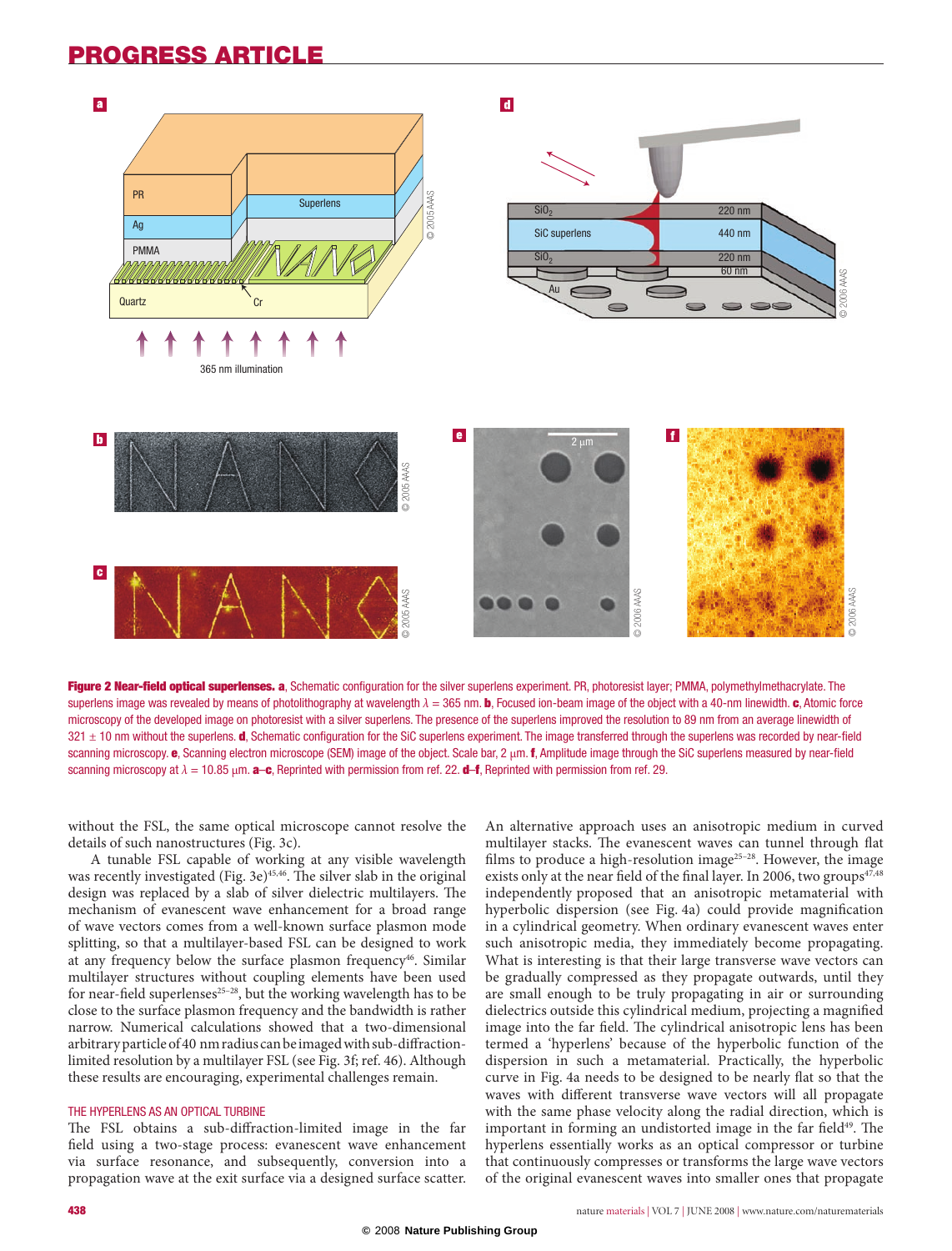**Figure 2 Near-field optical superlenses.** **a**, Schematic configuration for the silver superlens experiment. PR, photoresist layer; PMMA, polymethylmethacrylate. The superlens image was revealed by means of photolithography at wavelength $\lambda = 365$ nm. **b**, Focused ion-beam image of the object with a 40-nm linewidth. **c**, Atomic force microscopy of the developed image on photoresist with a silver superlens. The presence of the superlens improved the resolution to 89 nm from an average linewidth of $321 \pm 10$ nm without the superlens. **d**, Schematic configuration for the SiC superlens experiment. The image transferred through the superlens was recorded by near-field scanning microscopy. **e**, Scanning electron microscope (SEM) image of the object. Scale bar, 2 μm. **f**, Amplitude image through the SiC superlens measured by near-field scanning microscopy at $\lambda = 10.85$ μm. **a–c**, Reprinted with permission from ref. 22. **d–f**, Reprinted with permission from ref. 29.

without the FSL, the same optical microscope cannot resolve the details of such nanostructures (Fig. 3c).

A tunable FSL capable of working at any visible wavelength was recently investigated (Fig. 3e)[45,46]. The silver slab in the original design was replaced by a slab of silver dielectric multilayers. The mechanism of evanescent wave enhancement for a broad range of wave vectors comes from a well-known surface plasmon mode splitting, so that a multilayer-based FSL can be designed to work at any frequency below the surface plasmon frequency[46]. Similar multilayer structures without coupling elements have been used for near-field superlenses[25–28], but the working wavelength has to be close to the surface plasmon frequency and the bandwidth is rather narrow. Numerical calculations showed that a two-dimensional arbitrary particle of 40 nm radius can be imaged with sub-diffraction-limited resolution by a multilayer FSL (see Fig. 3f; ref. 46). Although these results are encouraging, experimental challenges remain.

## THE HYPERLENS AS AN OPTICAL TURBINE

The FSL obtains a sub-diffraction-limited image in the far field using a two-stage process: evanescent wave enhancement via surface resonance, and subsequently, conversion into a propagation wave at the exit surface via a designed surface scatter. An alternative approach uses an anisotropic medium in curved multilayer stacks. The evanescent waves can tunnel through flat films to produce a high-resolution image[25–28]. However, the image exists only at the near field of the final layer. In 2006, two groups[47,48] independently proposed that an anisotropic metamaterial with hyperbolic dispersion (see Fig. 4a) could provide magnification in a cylindrical geometry. When ordinary evanescent waves enter such anisotropic media, they immediately become propagating. What is interesting is that their large transverse wave vectors can be gradually compressed as they propagate outwards, until they are small enough to be truly propagating in air or surrounding dielectrics outside this cylindrical medium, projecting a magnified image into the far field. The cylindrical anisotropic lens has been termed a 'hyperlens' because of the hyperbolic function of the dispersion in such a metamaterial. Practically, the hyperbolic curve in Fig. 4a needs to be designed to be nearly flat so that the waves with different transverse wave vectors will all propagate with the same phase velocity along the radial direction, which is important in forming an undistorted image in the far field[49]. The hyperlens essentially works as an optical compressor or turbine that continuously compresses or transforms the large wave vectors of the original evanescent waves into smaller ones that propagate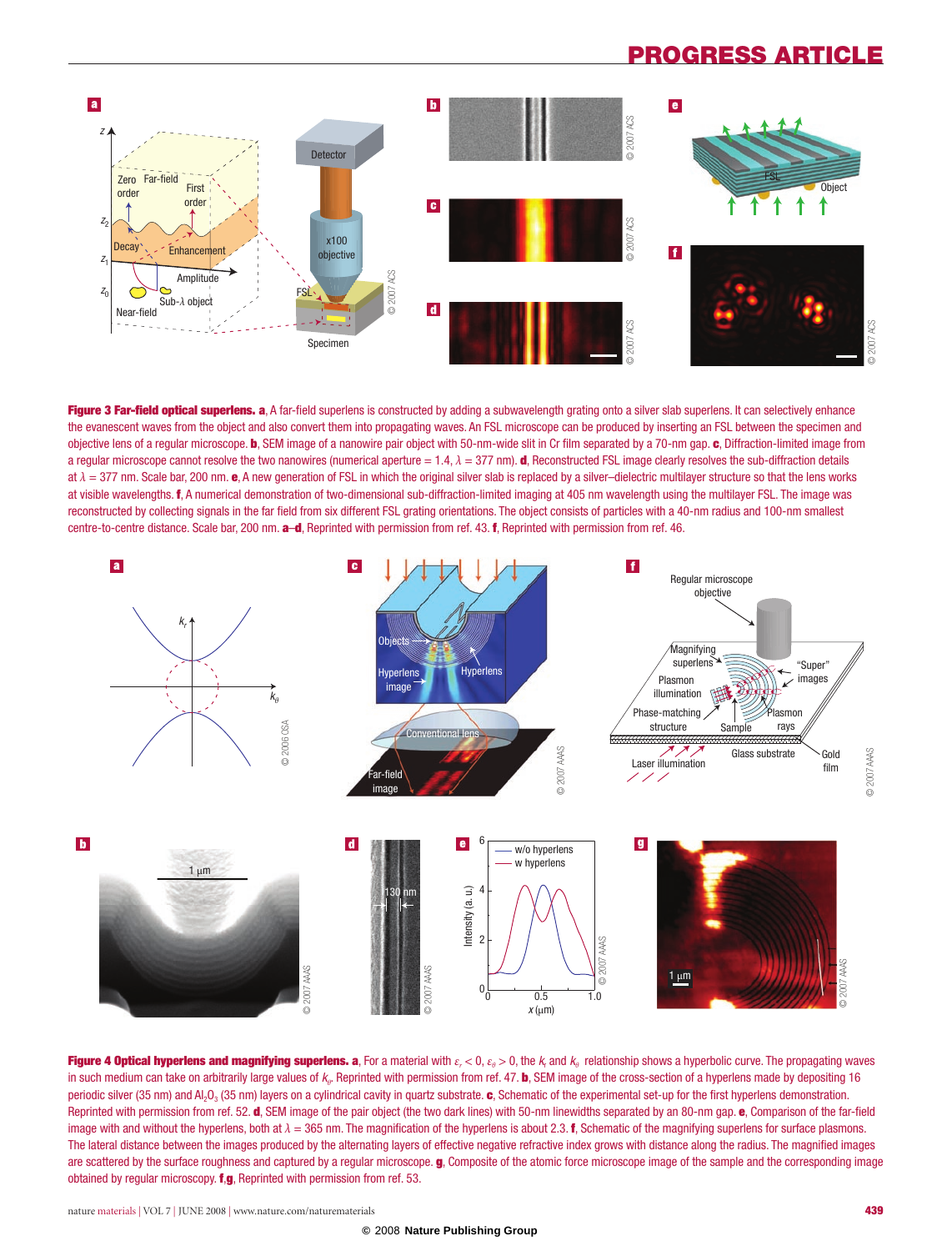**Figure 3 Far-field optical superlens.** **a**, A far-field superlens is constructed by adding a subwavelength grating onto a silver slab superlens. It can selectively enhance the evanescent waves from the object and also convert them into propagating waves. An FSL microscope can be produced by inserting an FSL between the specimen and objective lens of a regular microscope. **b**, SEM image of a nanowire pair object with 50-nm-wide slit in Cr film separated by a 70-nm gap. **c**, Diffraction-limited image from a regular microscope cannot resolve the two nanowires (numerical aperture = 1.4, $\lambda$ = 377 nm). **d**, Reconstructed FSL image clearly resolves the sub-diffraction details at $\lambda$ = 377 nm. Scale bar, 200 nm. **e**, A new generation of FSL in which the original silver slab is replaced by a silver–dielectric multilayer structure so that the lens works at visible wavelengths. **f**, A numerical demonstration of two-dimensional sub-diffraction-limited imaging at 405 nm wavelength using the multilayer FSL. The image was reconstructed by collecting signals in the far field from six different FSL grating orientations. The object consists of particles with a 40-nm radius and 100-nm smallest centre-to-centre distance. Scale bar, 200 nm. **a**–**d**, Reprinted with permission from ref. 43. **f**, Reprinted with permission from ref. 46.

**Figure 4 Optical hyperlens and magnifying superlens.** **a**, For a material with $\varepsilon_r < 0$, $\varepsilon_\theta > 0$, the $k_r$ and $k_\theta$ relationship shows a hyperbolic curve. The propagating waves in such medium can take on arbitrarily large values of $k_\theta$. Reprinted with permission from ref. 47. **b**, SEM image of the cross-section of a hyperlens made by depositing 16 periodic silver (35 nm) and $Al_2O_3$ (35 nm) layers on a cylindrical cavity in quartz substrate. **c**, Schematic of the experimental set-up for the first hyperlens demonstration. Reprinted with permission from ref. 52. **d**, SEM image of the pair object (the two dark lines) with 50-nm linewidths separated by an 80-nm gap. **e**, Comparison of the far-field image with and without the hyperlens, both at $\lambda$ = 365 nm. The magnification of the hyperlens is about 2.3. **f**, Schematic of the magnifying superlens for surface plasmons. The lateral distance between the images produced by the alternating layers of effective negative refractive index grows with distance along the radius. The magnified images are scattered by the surface roughness and captured by a regular microscope. **g**, Composite of the atomic force microscope image of the sample and the corresponding image obtained by regular microscopy. **f**,**g**, Reprinted with permission from ref. 53.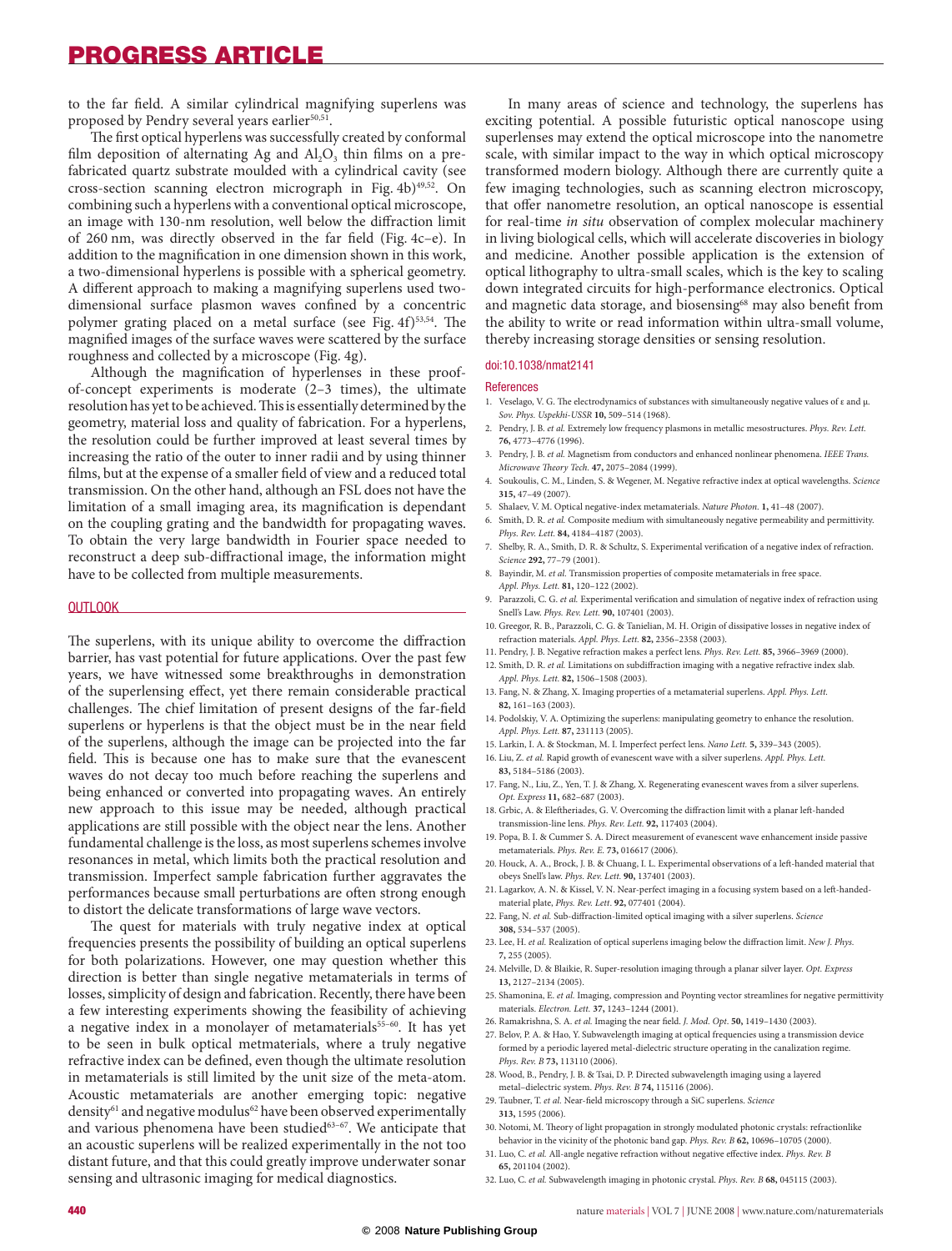to the far field. A similar cylindrical magnifying superlens was proposed by Pendry several years earlier[50,51].

The first optical hyperlens was successfully created by conformal film deposition of alternating Ag and $Al_2O_3$ thin films on a prefabricated quartz substrate moulded with a cylindrical cavity (see cross-section scanning electron micrograph in Fig. 4b)[49,52]. On combining such a hyperlens with a conventional optical microscope, an image with 130-nm resolution, well below the diffraction limit of 260 nm, was directly observed in the far field (Fig. 4c–e). In addition to the magnification in one dimension shown in this work, a two-dimensional hyperlens is possible with a spherical geometry. A different approach to making a magnifying superlens used two-dimensional surface plasmon waves confined by a concentric polymer grating placed on a metal surface (see Fig. 4f)[53,54]. The magnified images of the surface waves were scattered by the surface roughness and collected by a microscope (Fig. 4g).

Although the magnification of hyperlenses in these proof-of-concept experiments is moderate (2–3 times), the ultimate resolution has yet to be achieved. This is essentially determined by the geometry, material loss and quality of fabrication. For a hyperlens, the resolution could be further improved at least several times by increasing the ratio of the outer to inner radii and by using thinner films, but at the expense of a smaller field of view and a reduced total transmission. On the other hand, although an FSL does not have the limitation of a small imaging area, its magnification is dependant on the coupling grating and the bandwidth for propagating waves. To obtain the very large bandwidth in Fourier space needed to reconstruct a deep sub-diffractional image, the information might have to be collected from multiple measurements.

## OUTLOOK

The superlens, with its unique ability to overcome the diffraction barrier, has vast potential for future applications. Over the past few years, we have witnessed some breakthroughs in demonstration of the superlensing effect, yet there remain considerable practical challenges. The chief limitation of present designs of the far-field superlens or hyperlens is that the object must be in the near field of the superlens, although the image can be projected into the far field. This is because one has to make sure that the evanescent waves do not decay too much before reaching the superlens and being enhanced or converted into propagating waves. An entirely new approach to this issue may be needed, although practical applications are still possible with the object near the lens. Another fundamental challenge is the loss, as most superlens schemes involve resonances in metal, which limits both the practical resolution and transmission. Imperfect sample fabrication further aggravates the performances because small perturbations are often strong enough to distort the delicate transformations of large wave vectors.

The quest for materials with truly negative index at optical frequencies presents the possibility of building an optical superlens for both polarizations. However, one may question whether this direction is better than single negative metamaterials in terms of losses, simplicity of design and fabrication. Recently, there have been a few interesting experiments showing the feasibility of achieving a negative index in a monolayer of metamaterials[55–60]. It has yet to be seen in bulk optical metmaterials, where a truly negative refractive index can be defined, even though the ultimate resolution in metamaterials is still limited by the unit size of the meta-atom. Acoustic metamaterials are another emerging topic: negative density[61] and negative modulus[62] have been observed experimentally and various phenomena have been studied[63–67]. We anticipate that an acoustic superlens will be realized experimentally in the not too distant future, and that this could greatly improve underwater sonar sensing and ultrasonic imaging for medical diagnostics.

In many areas of science and technology, the superlens has exciting potential. A possible futuristic optical nanoscope using superlenses may extend the optical microscope into the nanometre scale, with similar impact to the way in which optical microscopy transformed modern biology. Although there are currently quite a few imaging technologies, such as scanning electron microscopy, that offer nanometre resolution, an optical nanoscope is essential for real-time *in situ* observation of complex molecular machinery in living biological cells, which will accelerate discoveries in biology and medicine. Another possible application is the extension of optical lithography to ultra-small scales, which is the key to scaling down integrated circuits for high-performance electronics. Optical and magnetic data storage, and biosensing[68] may also benefit from the ability to write or read information within ultra-small volume, thereby increasing storage densities or sensing resolution.

doi:10.1038/nmat2141

## References

1. Veselago, V. G. The electrodynamics of substances with simultaneously negative values of ε and μ. *Sov. Phys. Uspekhi-USSR* **10,** 509–514 (1968).
2. Pendry, J. B. *et al.* Extremely low frequency plasmons in metallic mesostructures. *Phys. Rev. Lett.* **76,** 4773–4776 (1996).
3. Pendry, J. B. *et al.* Magnetism from conductors and enhanced nonlinear phenomena. *IEEE Trans. Microwave Theory Tech.* **47,** 2075–2084 (1999).
4. Soukoulis, C. M., Linden, S. & Wegener, M. Negative refractive index at optical wavelengths. *Science* **315,** 47–49 (2007).
5. Shalaev, V. M. Optical negative-index metamaterials. *Nature Photon.* **1,** 41–48 (2007).
6. Smith, D. R. *et al.* Composite medium with simultaneously negative permeability and permittivity. *Phys. Rev. Lett.* **84,** 4184–4187 (2003).
7. Shelby, R. A., Smith, D. R. & Schultz, S. Experimental verification of a negative index of refraction. *Science* **292,** 77–79 (2001).
8. Bayindir, M. *et al.* Transmission properties of composite metamaterials in free space. *Appl. Phys. Lett.* **81,** 120–122 (2002).
9. Parazzoli, C. G. *et al.* Experimental verification and simulation of negative index of refraction using Snell's Law. *Phys. Rev. Lett.* **90,** 107401 (2003).
10. Greegor, R. B., Parazzoli, C. G. & Tanielian, M. H. Origin of dissipative losses in negative index of refraction materials. *Appl. Phys. Lett.* **82,** 2356–2358 (2003).
11. Pendry, J. B. Negative refraction makes a perfect lens. *Phys. Rev. Lett.* **85,** 3966–3969 (2000).
12. Smith, D. R. *et al.* Limitations on subdiffraction imaging with a negative refractive index slab. *Appl. Phys. Lett.* **82,** 1506–1508 (2003).
13. Fang, N. & Zhang, X. Imaging properties of a metamaterial superlens. *Appl. Phys. Lett.* **82,** 161–163 (2003).
14. Podolskiy, V. A. Optimizing the superlens: manipulating geometry to enhance the resolution. *Appl. Phys. Lett.* **87,** 231113 (2005).
15. Larkin, I. A. & Stockman, M. I. Imperfect perfect lens. *Nano Lett.* **5,** 339–343 (2005).
16. Liu, Z. *et al.* Rapid growth of evanescent wave with a silver superlens. *Appl. Phys. Lett.* **83,** 5184–5186 (2003).
17. Fang, N., Liu, Z., Yen, T. J. & Zhang, X. Regenerating evanescent waves from a silver superlens. *Opt. Express* **11,** 682–687 (2003).
18. Grbic, A. & Eleftheriades, G. V. Overcoming the diffraction limit with a planar left-handed transmission-line lens. *Phys. Rev. Lett.* **92,** 117403 (2004).
19. Popa, B. I. & Cummer S. A. Direct measurement of evanescent wave enhancement inside passive metamaterials. *Phys. Rev. E.* **73,** 016617 (2006).
20. Houck, A. A., Brock, J. B. & Chuang, I. L. Experimental observations of a left-handed material that obeys Snell's law. *Phys. Rev. Lett.* **90,** 137401 (2003).
21. Lagarkov, A. N. & Kissel, V. N. Near-perfect imaging in a focusing system based on a left-handed-material plate, *Phys. Rev. Lett.* **92,** 077401 (2004).
22. Fang, N. *et al.* Sub-diffraction-limited optical imaging with a silver superlens. *Science* **308,** 534–537 (2005).
23. Lee, H. *et al.* Realization of optical superlens imaging below the diffraction limit. *New J. Phys.* **7,** 255 (2005).
24. Melville, D. & Blaikie, R. Super-resolution imaging through a planar silver layer. *Opt. Express* **13,** 2127–2134 (2005).
25. Shamonina, E. *et al.* Imaging, compression and Poynting vector streamlines for negative permittivity materials. *Electron. Lett.* **37,** 1243–1244 (2001).
26. Ramakrishna, S. A. *et al.* Imaging the near field. *J. Mod. Opt.* **50,** 1419–1430 (2003).
27. Belov, P. A. & Hao, Y. Subwavelength imaging at optical frequencies using a transmission device formed by a periodic layered metal-dielectric structure operating in the canalization regime. *Phys. Rev. B* **73,** 113110 (2006).
28. Wood, B., Pendry, J. B. & Tsai, D. P. Directed subwavelength imaging using a layered metal–dielectric system. *Phys. Rev. B* **74,** 115116 (2006).
29. Taubner, T. *et al.* Near-field microscopy through a SiC superlens. *Science* **313,** 1595 (2006).
30. Notomi, M. Theory of light propagation in strongly modulated photonic crystals: refractionlike behavior in the vicinity of the photonic band gap. *Phys. Rev. B* **62,** 10696–10705 (2000).
31. Luo, C. *et al.* All-angle negative refraction without negative effective index. *Phys. Rev. B* **65,** 201104 (2002).
32. Luo, C. *et al.* Subwavelength imaging in photonic crystal. *Phys. Rev. B* **68,** 045115 (2003).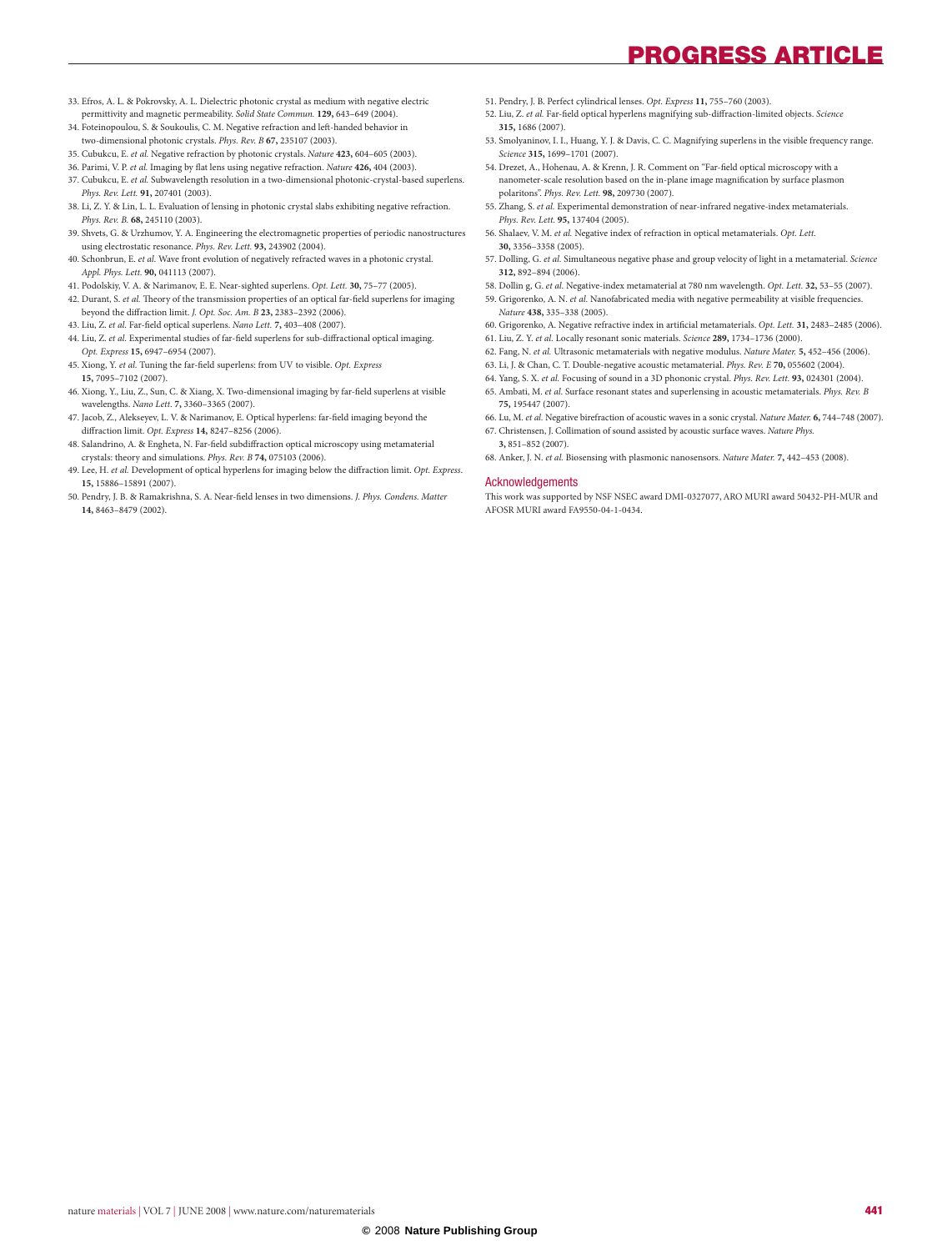33. Efros, A. L. & Pokrovsky, A. L. Dielectric photonic crystal as medium with negative electric permittivity and magnetic permeability. *Solid State Commun.* **129,** 643–649 (2004).
34. Foteinopoulou, S. & Soukoulis, C. M. Negative refraction and left-handed behavior in two-dimensional photonic crystals. *Phys. Rev. B* **67,** 235107 (2003).
35. Cubukcu, E. *et al.* Negative refraction by photonic crystals. *Nature* **423,** 604–605 (2003).
36. Parimi, V. P. *et al.* Imaging by flat lens using negative refraction. *Nature* **426,** 404 (2003).
37. Cubukcu, E. *et al.* Subwavelength resolution in a two-dimensional photonic-crystal-based superlens. *Phys. Rev. Lett.* **91,** 207401 (2003).
38. Li, Z. Y. & Lin, L. L. Evaluation of lensing in photonic crystal slabs exhibiting negative refraction. *Phys. Rev. B.* **68,** 245110 (2003).
39. Shvets, G. & Urzhumov, Y. A. Engineering the electromagnetic properties of periodic nanostructures using electrostatic resonance. *Phys. Rev. Lett.* **93,** 243902 (2004).
40. Schonbrun, E. *et al.* Wave front evolution of negatively refracted waves in a photonic crystal. *Appl. Phys. Lett.* **90,** 041113 (2007).
41. Podolskiy, V. A. & Narimanov, E. E. Near-sighted superlens. *Opt. Lett.* **30,** 75–77 (2005).
42. Durant, S. *et al.* Theory of the transmission properties of an optical far-field superlens for imaging beyond the diffraction limit. *J. Opt. Soc. Am. B* **23,** 2383–2392 (2006).
43. Liu, Z. *et al.* Far-field optical superlens. *Nano Lett.* **7,** 403–408 (2007).
44. Liu, Z. *et al.* Experimental studies of far-field superlens for sub-diffractional optical imaging. *Opt. Express* **15,** 6947–6954 (2007).
45. Xiong, Y. *et al.* Tuning the far-field superlens: from UV to visible. *Opt. Express* **15,** 7095–7102 (2007).
46. Xiong, Y., Liu, Z., Sun, C. & Xiang, X. Two-dimensional imaging by far-field superlens at visible wavelengths. *Nano Lett.* **7,** 3360–3365 (2007).
47. Jacob, Z., Alekseyev, L. V. & Narimanov, E. Optical hyperlens: far-field imaging beyond the diffraction limit. *Opt. Express* **14,** 8247–8256 (2006).
48. Salandrino, A. & Engheta, N. Far-field subdiffraction optical microscopy using metamaterial crystals: theory and simulations. *Phys. Rev. B* **74,** 075103 (2006).
49. Lee, H. *et al.* Development of optical hyperlens for imaging below the diffraction limit. *Opt. Express.* **15,** 15886–15891 (2007).
50. Pendry, J. B. & Ramakrishna, S. A. Near-field lenses in two dimensions. *J. Phys. Condens. Matter* **14,** 8463–8479 (2002).
51. Pendry, J. B. Perfect cylindrical lenses. *Opt. Express* **11,** 755–760 (2003).
52. Liu, Z. *et al.* Far-field optical hyperlens magnifying sub-diffraction-limited objects. *Science* **315,** 1686 (2007).
53. Smolyaninov, I. I., Huang, Y. J. & Davis, C. C. Magnifying superlens in the visible frequency range. *Science* **315,** 1699–1701 (2007).
54. Drezet, A., Hohenau, A. & Krenn, J. R. Comment on "Far-field optical microscopy with a nanometer-scale resolution based on the in-plane image magnification by surface plasmon polaritons". *Phys. Rev. Lett.* **98,** 209730 (2007).
55. Zhang, S. *et al.* Experimental demonstration of near-infrared negative-index metamaterials. *Phys. Rev. Lett.* **95,** 137404 (2005).
56. Shalaev, V. M. *et al.* Negative index of refraction in optical metamaterials. *Opt. Lett.* **30,** 3356–3358 (2005).
57. Dolling, G. *et al.* Simultaneous negative phase and group velocity of light in a metamaterial. *Science* **312,** 892–894 (2006).
58. Dollin g, G. *et al.* Negative-index metamaterial at 780 nm wavelength. *Opt. Lett.* **32,** 53–55 (2007).
59. Grigorenko, A. N. *et al.* Nanofabricated media with negative permeability at visible frequencies. *Nature* **438,** 335–338 (2005).
60. Grigorenko, A. Negative refractive index in artificial metamaterials. *Opt. Lett.* **31,** 2483–2485 (2006).
61. Liu, Z. Y. *et al.* Locally resonant sonic materials. *Science* **289,** 1734–1736 (2000).
62. Fang, N. *et al.* Ultrasonic metamaterials with negative modulus. *Nature Mater.* **5,** 452–456 (2006).
63. Li, J. & Chan, C. T. Double-negative acoustic metamaterial. *Phys. Rev. E* **70,** 055602 (2004).
64. Yang, S. X. *et al.* Focusing of sound in a 3D phononic crystal. *Phys. Rev. Lett.* **93,** 024301 (2004).
65. Ambati, M. *et al.* Surface resonant states and superlensing in acoustic metamaterials. *Phys. Rev. B* **75,** 195447 (2007).
66. Lu, M. *et al.* Negative birefraction of acoustic waves in a sonic crystal. *Nature Mater.* **6,** 744–748 (2007).
67. Christensen, J. Collimation of sound assisted by acoustic surface waves. *Nature Phys.* **3,** 851–852 (2007).
68. Anker, J. N. *et al.* Biosensing with plasmonic nanosensors. *Nature Mater.* **7,** 442–453 (2008).

## Acknowledgements

This work was supported by NSF NSEC award DMI-0327077, ARO MURI award 50432-PH-MUR and AFOSR MURI award FA9550-04-1-0434.